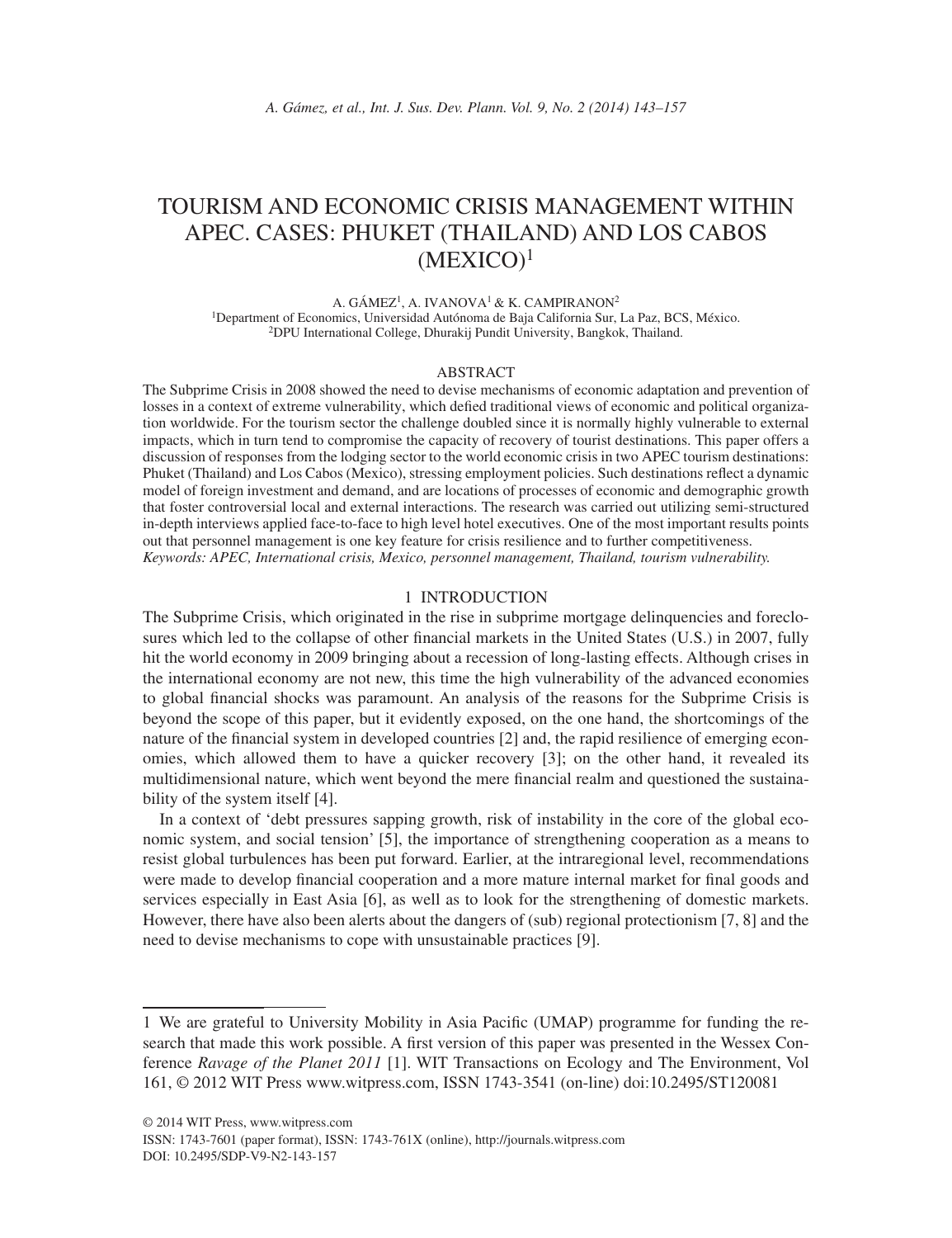# TOURISM AND ECONOMIC CRISIS MANAGEMENT WITHIN APEC. CASES: PHUKET (THAILAND) AND LOS CABOS (MEXICO)[1]

A. GÁMEZ[1], A. IVANOVA[1] & K. CAMPIRANON[2]

[1]Department of Economics, Universidad Autónoma de Baja California Sur, La Paz, BCS, México.
[2]DPU International College, Dhurakij Pundit University, Bangkok, Thailand.

## ABSTRACT

The Subprime Crisis in 2008 showed the need to devise mechanisms of economic adaptation and prevention of losses in a context of extreme vulnerability, which defied traditional views of economic and political organization worldwide. For the tourism sector the challenge doubled since it is normally highly vulnerable to external impacts, which in turn tend to compromise the capacity of recovery of tourist destinations. This paper offers a discussion of responses from the lodging sector to the world economic crisis in two APEC tourism destinations: Phuket (Thailand) and Los Cabos (Mexico), stressing employment policies. Such destinations reflect a dynamic model of foreign investment and demand, and are locations of processes of economic and demographic growth that foster controversial local and external interactions. The research was carried out utilizing semi-structured in-depth interviews applied face-to-face to high level hotel executives. One of the most important results points out that personnel management is one key feature for crisis resilience and to further competitiveness.

*Keywords: APEC, International crisis, Mexico, personnel management, Thailand, tourism vulnerability.*

## 1 INTRODUCTION

The Subprime Crisis, which originated in the rise in subprime mortgage delinquencies and foreclosures which led to the collapse of other financial markets in the United States (U.S.) in 2007, fully hit the world economy in 2009 bringing about a recession of long-lasting effects. Although crises in the international economy are not new, this time the high vulnerability of the advanced economies to global financial shocks was paramount. An analysis of the reasons for the Subprime Crisis is beyond the scope of this paper, but it evidently exposed, on the one hand, the shortcomings of the nature of the financial system in developed countries [2] and, the rapid resilience of emerging economies, which allowed them to have a quicker recovery [3]; on the other hand, it revealed its multidimensional nature, which went beyond the mere financial realm and questioned the sustainability of the system itself [4].

In a context of 'debt pressures sapping growth, risk of instability in the core of the global economic system, and social tension' [5], the importance of strengthening cooperation as a means to resist global turbulences has been put forward. Earlier, at the intraregional level, recommendations were made to develop financial cooperation and a more mature internal market for final goods and services especially in East Asia [6], as well as to look for the strengthening of domestic markets. However, there have also been alerts about the dangers of (sub) regional protectionism [7, 8] and the need to devise mechanisms to cope with unsustainable practices [9].

---

1 We are grateful to University Mobility in Asia Pacific (UMAP) programme for funding the research that made this work possible. A first version of this paper was presented in the Wessex Conference *Ravage of the Planet 2011* [1]. WIT Transactions on Ecology and The Environment, Vol 161, © 2012 WIT Press www.witpress.com, ISSN 1743-3541 (on-line) doi:10.2495/ST120081

© 2014 WIT Press, www.witpress.com
ISSN: 1743-7601 (paper format), ISSN: 1743-761X (online), http://journals.witpress.com
DOI: 10.2495/SDP-V9-N2-143-157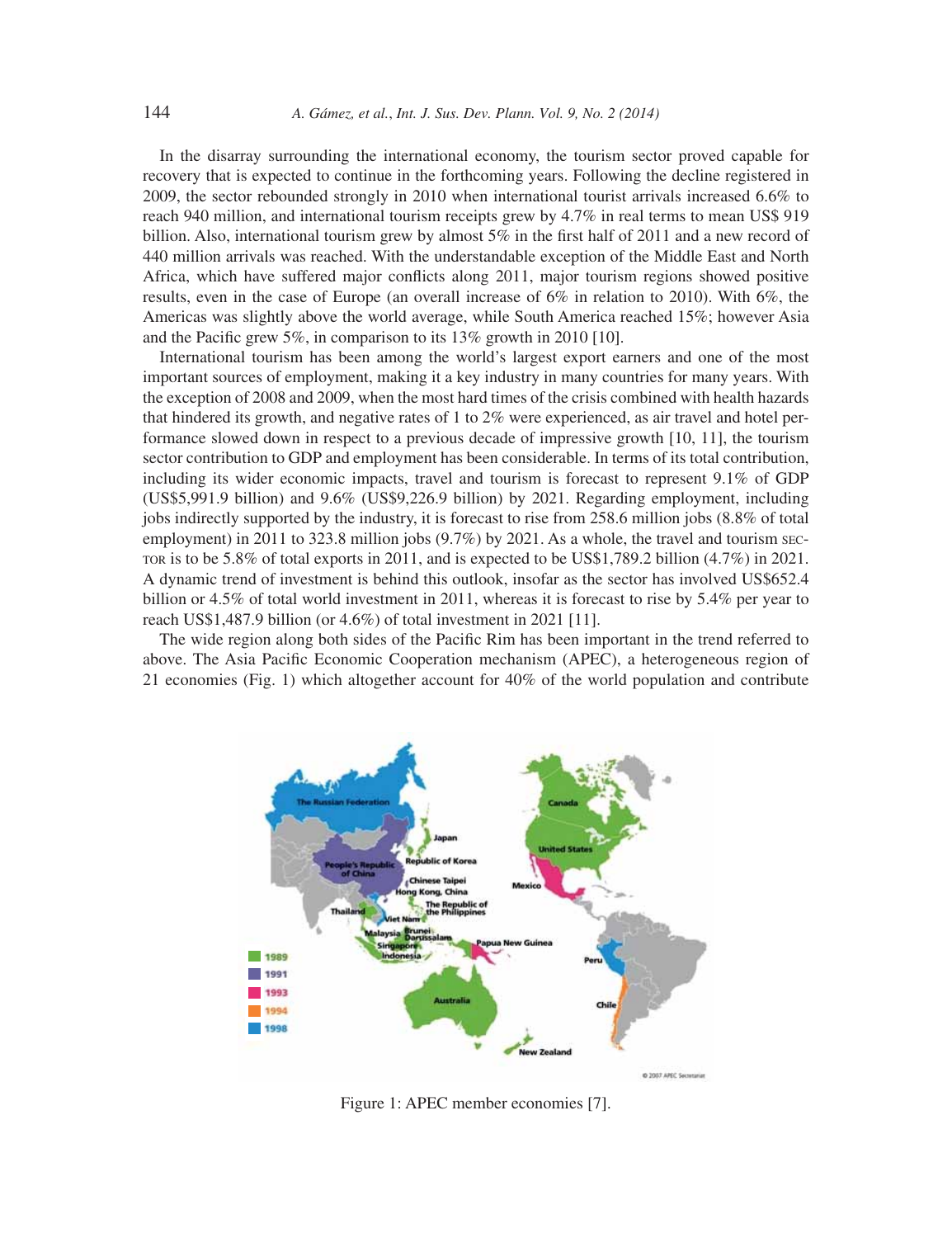In the disarray surrounding the international economy, the tourism sector proved capable for recovery that is expected to continue in the forthcoming years. Following the decline registered in 2009, the sector rebounded strongly in 2010 when international tourist arrivals increased 6.6% to reach 940 million, and international tourism receipts grew by 4.7% in real terms to mean US$ 919 billion. Also, international tourism grew by almost 5% in the first half of 2011 and a new record of 440 million arrivals was reached. With the understandable exception of the Middle East and North Africa, which have suffered major conflicts along 2011, major tourism regions showed positive results, even in the case of Europe (an overall increase of 6% in relation to 2010). With 6%, the Americas was slightly above the world average, while South America reached 15%; however Asia and the Pacific grew 5%, in comparison to its 13% growth in 2010 [10].

International tourism has been among the world's largest export earners and one of the most important sources of employment, making it a key industry in many countries for many years. With the exception of 2008 and 2009, when the most hard times of the crisis combined with health hazards that hindered its growth, and negative rates of 1 to 2% were experienced, as air travel and hotel performance slowed down in respect to a previous decade of impressive growth [10, 11], the tourism sector contribution to GDP and employment has been considerable. In terms of its total contribution, including its wider economic impacts, travel and tourism is forecast to represent 9.1% of GDP (US$5,991.9 billion) and 9.6% (US$9,226.9 billion) by 2021. Regarding employment, including jobs indirectly supported by the industry, it is forecast to rise from 258.6 million jobs (8.8% of total employment) in 2011 to 323.8 million jobs (9.7%) by 2021. As a whole, the travel and tourism sector is to be 5.8% of total exports in 2011, and is expected to be US$1,789.2 billion (4.7%) in 2021. A dynamic trend of investment is behind this outlook, insofar as the sector has involved US$652.4 billion or 4.5% of total world investment in 2011, whereas it is forecast to rise by 5.4% per year to reach US$1,487.9 billion (or 4.6%) of total investment in 2021 [11].

The wide region along both sides of the Pacific Rim has been important in the trend referred to above. The Asia Pacific Economic Cooperation mechanism (APEC), a heterogeneous region of 21 economies (Fig. 1) which altogether account for 40% of the world population and contribute

Figure 1: APEC member economies [7].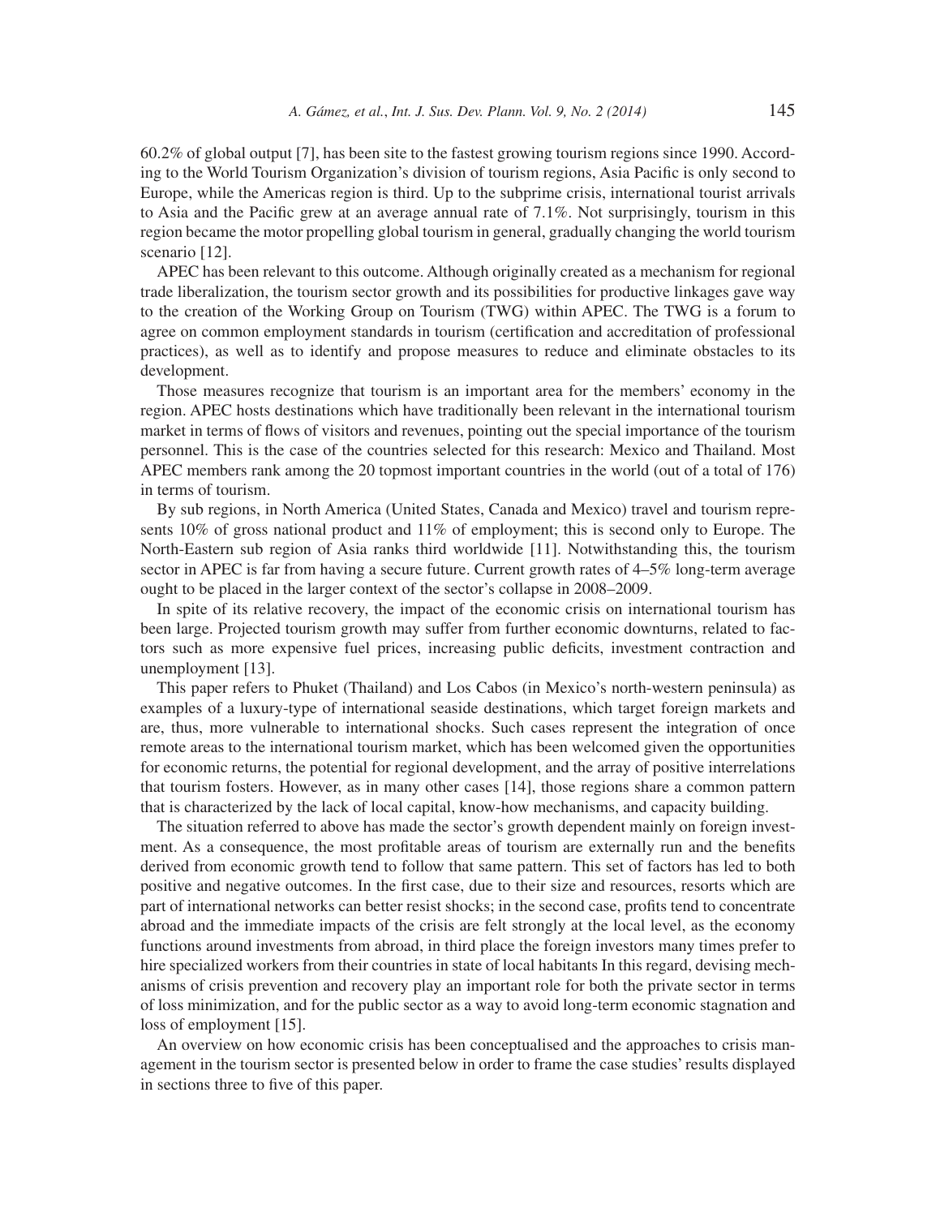60.2% of global output [7], has been site to the fastest growing tourism regions since 1990. According to the World Tourism Organization's division of tourism regions, Asia Pacific is only second to Europe, while the Americas region is third. Up to the subprime crisis, international tourist arrivals to Asia and the Pacific grew at an average annual rate of 7.1%. Not surprisingly, tourism in this region became the motor propelling global tourism in general, gradually changing the world tourism scenario [12].

APEC has been relevant to this outcome. Although originally created as a mechanism for regional trade liberalization, the tourism sector growth and its possibilities for productive linkages gave way to the creation of the Working Group on Tourism (TWG) within APEC. The TWG is a forum to agree on common employment standards in tourism (certification and accreditation of professional practices), as well as to identify and propose measures to reduce and eliminate obstacles to its development.

Those measures recognize that tourism is an important area for the members' economy in the region. APEC hosts destinations which have traditionally been relevant in the international tourism market in terms of flows of visitors and revenues, pointing out the special importance of the tourism personnel. This is the case of the countries selected for this research: Mexico and Thailand. Most APEC members rank among the 20 topmost important countries in the world (out of a total of 176) in terms of tourism.

By sub regions, in North America (United States, Canada and Mexico) travel and tourism represents 10% of gross national product and 11% of employment; this is second only to Europe. The North-Eastern sub region of Asia ranks third worldwide [11]. Notwithstanding this, the tourism sector in APEC is far from having a secure future. Current growth rates of 4–5% long-term average ought to be placed in the larger context of the sector's collapse in 2008–2009.

In spite of its relative recovery, the impact of the economic crisis on international tourism has been large. Projected tourism growth may suffer from further economic downturns, related to factors such as more expensive fuel prices, increasing public deficits, investment contraction and unemployment [13].

This paper refers to Phuket (Thailand) and Los Cabos (in Mexico's north-western peninsula) as examples of a luxury-type of international seaside destinations, which target foreign markets and are, thus, more vulnerable to international shocks. Such cases represent the integration of once remote areas to the international tourism market, which has been welcomed given the opportunities for economic returns, the potential for regional development, and the array of positive interrelations that tourism fosters. However, as in many other cases [14], those regions share a common pattern that is characterized by the lack of local capital, know-how mechanisms, and capacity building.

The situation referred to above has made the sector's growth dependent mainly on foreign investment. As a consequence, the most profitable areas of tourism are externally run and the benefits derived from economic growth tend to follow that same pattern. This set of factors has led to both positive and negative outcomes. In the first case, due to their size and resources, resorts which are part of international networks can better resist shocks; in the second case, profits tend to concentrate abroad and the immediate impacts of the crisis are felt strongly at the local level, as the economy functions around investments from abroad, in third place the foreign investors many times prefer to hire specialized workers from their countries in state of local habitants In this regard, devising mechanisms of crisis prevention and recovery play an important role for both the private sector in terms of loss minimization, and for the public sector as a way to avoid long-term economic stagnation and loss of employment [15].

An overview on how economic crisis has been conceptualised and the approaches to crisis management in the tourism sector is presented below in order to frame the case studies' results displayed in sections three to five of this paper.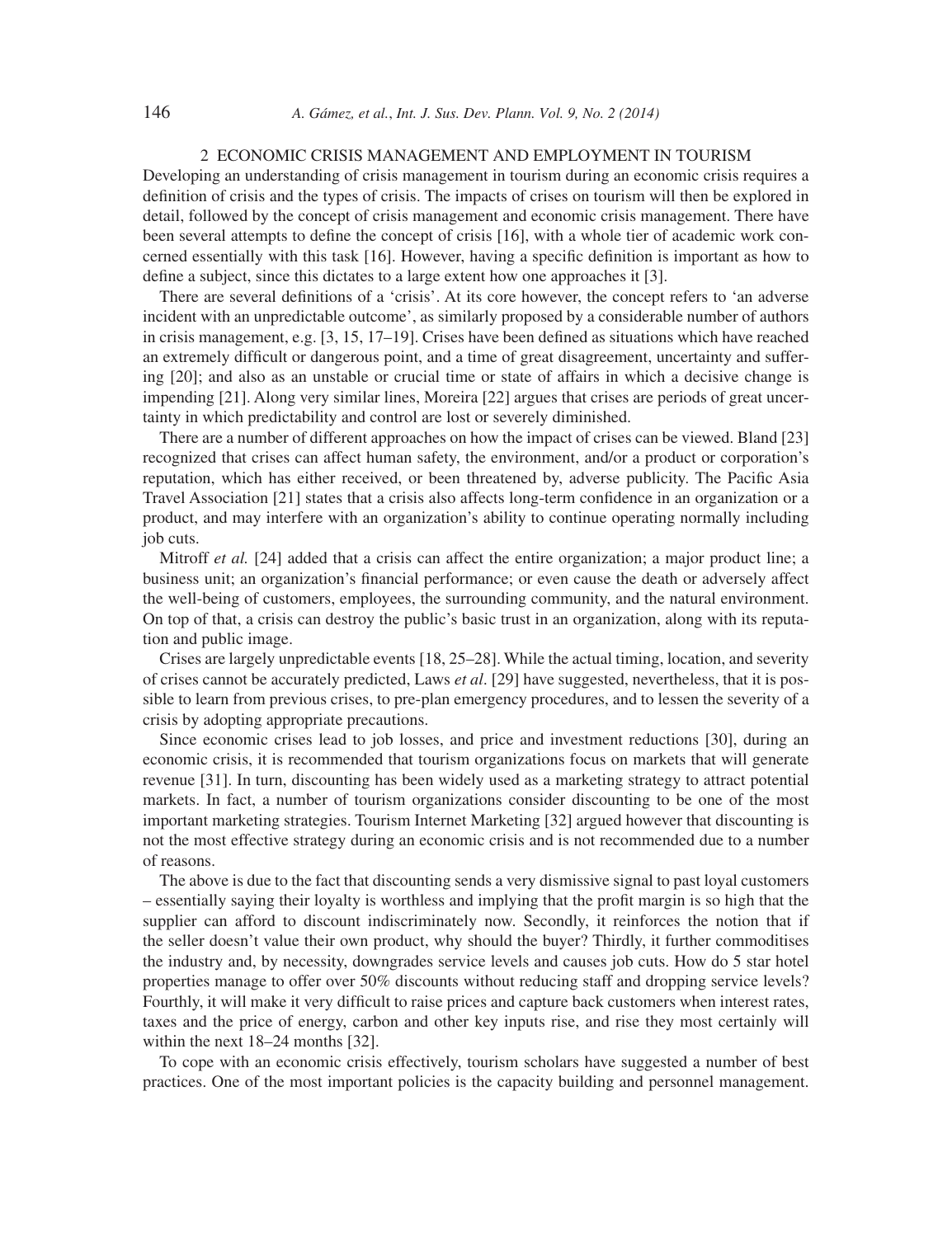## 2 ECONOMIC CRISIS MANAGEMENT AND EMPLOYMENT IN TOURISM

Developing an understanding of crisis management in tourism during an economic crisis requires a definition of crisis and the types of crisis. The impacts of crises on tourism will then be explored in detail, followed by the concept of crisis management and economic crisis management. There have been several attempts to define the concept of crisis [16], with a whole tier of academic work concerned essentially with this task [16]. However, having a specific definition is important as how to define a subject, since this dictates to a large extent how one approaches it [3].

There are several definitions of a 'crisis'. At its core however, the concept refers to 'an adverse incident with an unpredictable outcome', as similarly proposed by a considerable number of authors in crisis management, e.g. [3, 15, 17–19]. Crises have been defined as situations which have reached an extremely difficult or dangerous point, and a time of great disagreement, uncertainty and suffering [20]; and also as an unstable or crucial time or state of affairs in which a decisive change is impending [21]. Along very similar lines, Moreira [22] argues that crises are periods of great uncertainty in which predictability and control are lost or severely diminished.

There are a number of different approaches on how the impact of crises can be viewed. Bland [23] recognized that crises can affect human safety, the environment, and/or a product or corporation's reputation, which has either received, or been threatened by, adverse publicity. The Pacific Asia Travel Association [21] states that a crisis also affects long-term confidence in an organization or a product, and may interfere with an organization's ability to continue operating normally including job cuts.

Mitroff *et al.* [24] added that a crisis can affect the entire organization; a major product line; a business unit; an organization's financial performance; or even cause the death or adversely affect the well-being of customers, employees, the surrounding community, and the natural environment. On top of that, a crisis can destroy the public's basic trust in an organization, along with its reputation and public image.

Crises are largely unpredictable events [18, 25–28]. While the actual timing, location, and severity of crises cannot be accurately predicted, Laws *et al*. [29] have suggested, nevertheless, that it is possible to learn from previous crises, to pre-plan emergency procedures, and to lessen the severity of a crisis by adopting appropriate precautions.

Since economic crises lead to job losses, and price and investment reductions [30], during an economic crisis, it is recommended that tourism organizations focus on markets that will generate revenue [31]. In turn, discounting has been widely used as a marketing strategy to attract potential markets. In fact, a number of tourism organizations consider discounting to be one of the most important marketing strategies. Tourism Internet Marketing [32] argued however that discounting is not the most effective strategy during an economic crisis and is not recommended due to a number of reasons.

The above is due to the fact that discounting sends a very dismissive signal to past loyal customers – essentially saying their loyalty is worthless and implying that the profit margin is so high that the supplier can afford to discount indiscriminately now. Secondly, it reinforces the notion that if the seller doesn't value their own product, why should the buyer? Thirdly, it further commoditises the industry and, by necessity, downgrades service levels and causes job cuts. How do 5 star hotel properties manage to offer over 50% discounts without reducing staff and dropping service levels? Fourthly, it will make it very difficult to raise prices and capture back customers when interest rates, taxes and the price of energy, carbon and other key inputs rise, and rise they most certainly will within the next 18–24 months [32].

To cope with an economic crisis effectively, tourism scholars have suggested a number of best practices. One of the most important policies is the capacity building and personnel management.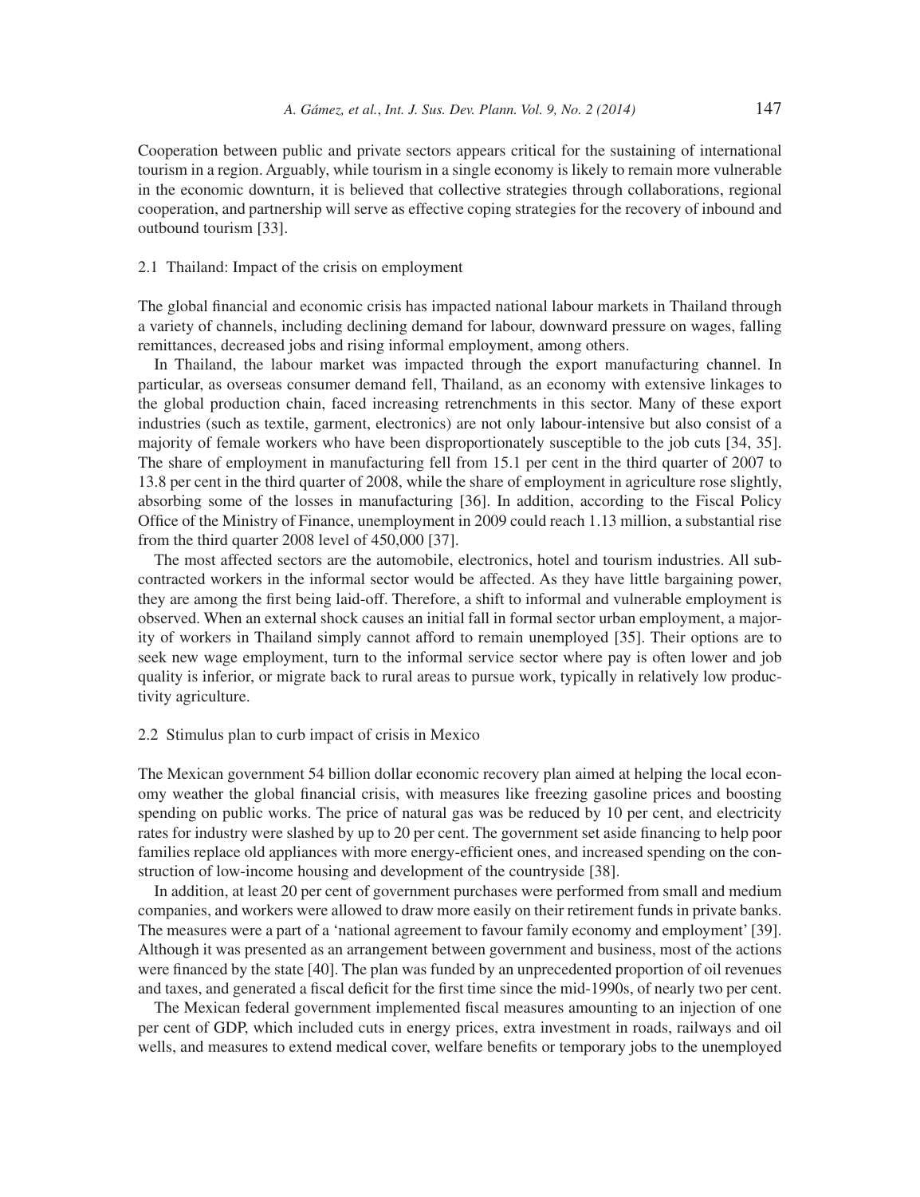Cooperation between public and private sectors appears critical for the sustaining of international tourism in a region. Arguably, while tourism in a single economy is likely to remain more vulnerable in the economic downturn, it is believed that collective strategies through collaborations, regional cooperation, and partnership will serve as effective coping strategies for the recovery of inbound and outbound tourism [33].

### 2.1 Thailand: Impact of the crisis on employment

The global financial and economic crisis has impacted national labour markets in Thailand through a variety of channels, including declining demand for labour, downward pressure on wages, falling remittances, decreased jobs and rising informal employment, among others.

In Thailand, the labour market was impacted through the export manufacturing channel. In particular, as overseas consumer demand fell, Thailand, as an economy with extensive linkages to the global production chain, faced increasing retrenchments in this sector. Many of these export industries (such as textile, garment, electronics) are not only labour-intensive but also consist of a majority of female workers who have been disproportionately susceptible to the job cuts [34, 35]. The share of employment in manufacturing fell from 15.1 per cent in the third quarter of 2007 to 13.8 per cent in the third quarter of 2008, while the share of employment in agriculture rose slightly, absorbing some of the losses in manufacturing [36]. In addition, according to the Fiscal Policy Office of the Ministry of Finance, unemployment in 2009 could reach 1.13 million, a substantial rise from the third quarter 2008 level of 450,000 [37].

The most affected sectors are the automobile, electronics, hotel and tourism industries. All subcontracted workers in the informal sector would be affected. As they have little bargaining power, they are among the first being laid-off. Therefore, a shift to informal and vulnerable employment is observed. When an external shock causes an initial fall in formal sector urban employment, a majority of workers in Thailand simply cannot afford to remain unemployed [35]. Their options are to seek new wage employment, turn to the informal service sector where pay is often lower and job quality is inferior, or migrate back to rural areas to pursue work, typically in relatively low productivity agriculture.

### 2.2 Stimulus plan to curb impact of crisis in Mexico

The Mexican government 54 billion dollar economic recovery plan aimed at helping the local economy weather the global financial crisis, with measures like freezing gasoline prices and boosting spending on public works. The price of natural gas was be reduced by 10 per cent, and electricity rates for industry were slashed by up to 20 per cent. The government set aside financing to help poor families replace old appliances with more energy-efficient ones, and increased spending on the construction of low-income housing and development of the countryside [38].

In addition, at least 20 per cent of government purchases were performed from small and medium companies, and workers were allowed to draw more easily on their retirement funds in private banks. The measures were a part of a 'national agreement to favour family economy and employment' [39]. Although it was presented as an arrangement between government and business, most of the actions were financed by the state [40]. The plan was funded by an unprecedented proportion of oil revenues and taxes, and generated a fiscal deficit for the first time since the mid-1990s, of nearly two per cent.

The Mexican federal government implemented fiscal measures amounting to an injection of one per cent of GDP, which included cuts in energy prices, extra investment in roads, railways and oil wells, and measures to extend medical cover, welfare benefits or temporary jobs to the unemployed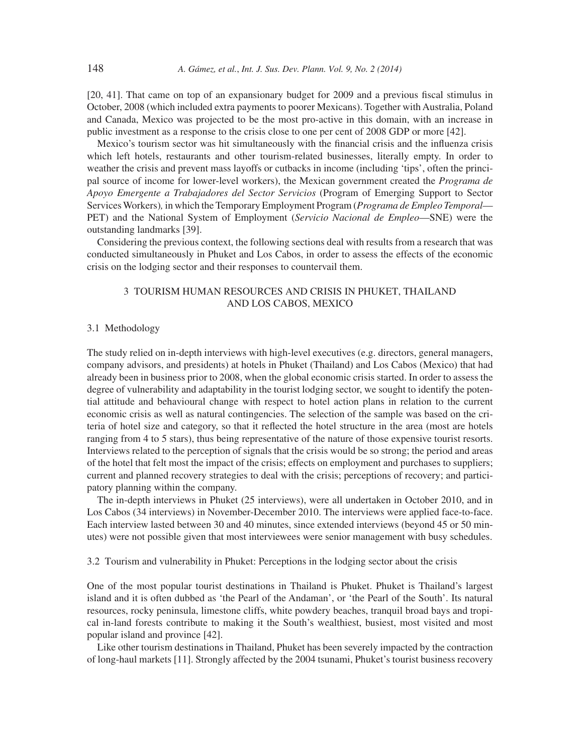[20, 41]. That came on top of an expansionary budget for 2009 and a previous fiscal stimulus in October, 2008 (which included extra payments to poorer Mexicans). Together with Australia, Poland and Canada, Mexico was projected to be the most pro-active in this domain, with an increase in public investment as a response to the crisis close to one per cent of 2008 GDP or more [42].

Mexico's tourism sector was hit simultaneously with the financial crisis and the influenza crisis which left hotels, restaurants and other tourism-related businesses, literally empty. In order to weather the crisis and prevent mass layoffs or cutbacks in income (including 'tips', often the principal source of income for lower-level workers), the Mexican government created the *Programa de Apoyo Emergente a Trabajadores del Sector Servicios* (Program of Emerging Support to Sector Services Workers), in which the Temporary Employment Program (*Programa de Empleo Temporal*—PET) and the National System of Employment (*Servicio Nacional de Empleo*—SNE) were the outstanding landmarks [39].

Considering the previous context, the following sections deal with results from a research that was conducted simultaneously in Phuket and Los Cabos, in order to assess the effects of the economic crisis on the lodging sector and their responses to countervail them.

## 3 TOURISM HUMAN RESOURCES AND CRISIS IN PHUKET, THAILAND AND LOS CABOS, MEXICO

### 3.1 Methodology

The study relied on in-depth interviews with high-level executives (e.g. directors, general managers, company advisors, and presidents) at hotels in Phuket (Thailand) and Los Cabos (Mexico) that had already been in business prior to 2008, when the global economic crisis started. In order to assess the degree of vulnerability and adaptability in the tourist lodging sector, we sought to identify the potential attitude and behavioural change with respect to hotel action plans in relation to the current economic crisis as well as natural contingencies. The selection of the sample was based on the criteria of hotel size and category, so that it reflected the hotel structure in the area (most are hotels ranging from 4 to 5 stars), thus being representative of the nature of those expensive tourist resorts. Interviews related to the perception of signals that the crisis would be so strong; the period and areas of the hotel that felt most the impact of the crisis; effects on employment and purchases to suppliers; current and planned recovery strategies to deal with the crisis; perceptions of recovery; and participatory planning within the company.

The in-depth interviews in Phuket (25 interviews), were all undertaken in October 2010, and in Los Cabos (34 interviews) in November-December 2010. The interviews were applied face-to-face. Each interview lasted between 30 and 40 minutes, since extended interviews (beyond 45 or 50 minutes) were not possible given that most interviewees were senior management with busy schedules.

### 3.2 Tourism and vulnerability in Phuket: Perceptions in the lodging sector about the crisis

One of the most popular tourist destinations in Thailand is Phuket. Phuket is Thailand's largest island and it is often dubbed as 'the Pearl of the Andaman', or 'the Pearl of the South'. Its natural resources, rocky peninsula, limestone cliffs, white powdery beaches, tranquil broad bays and tropical in-land forests contribute to making it the South's wealthiest, busiest, most visited and most popular island and province [42].

Like other tourism destinations in Thailand, Phuket has been severely impacted by the contraction of long-haul markets [11]. Strongly affected by the 2004 tsunami, Phuket's tourist business recovery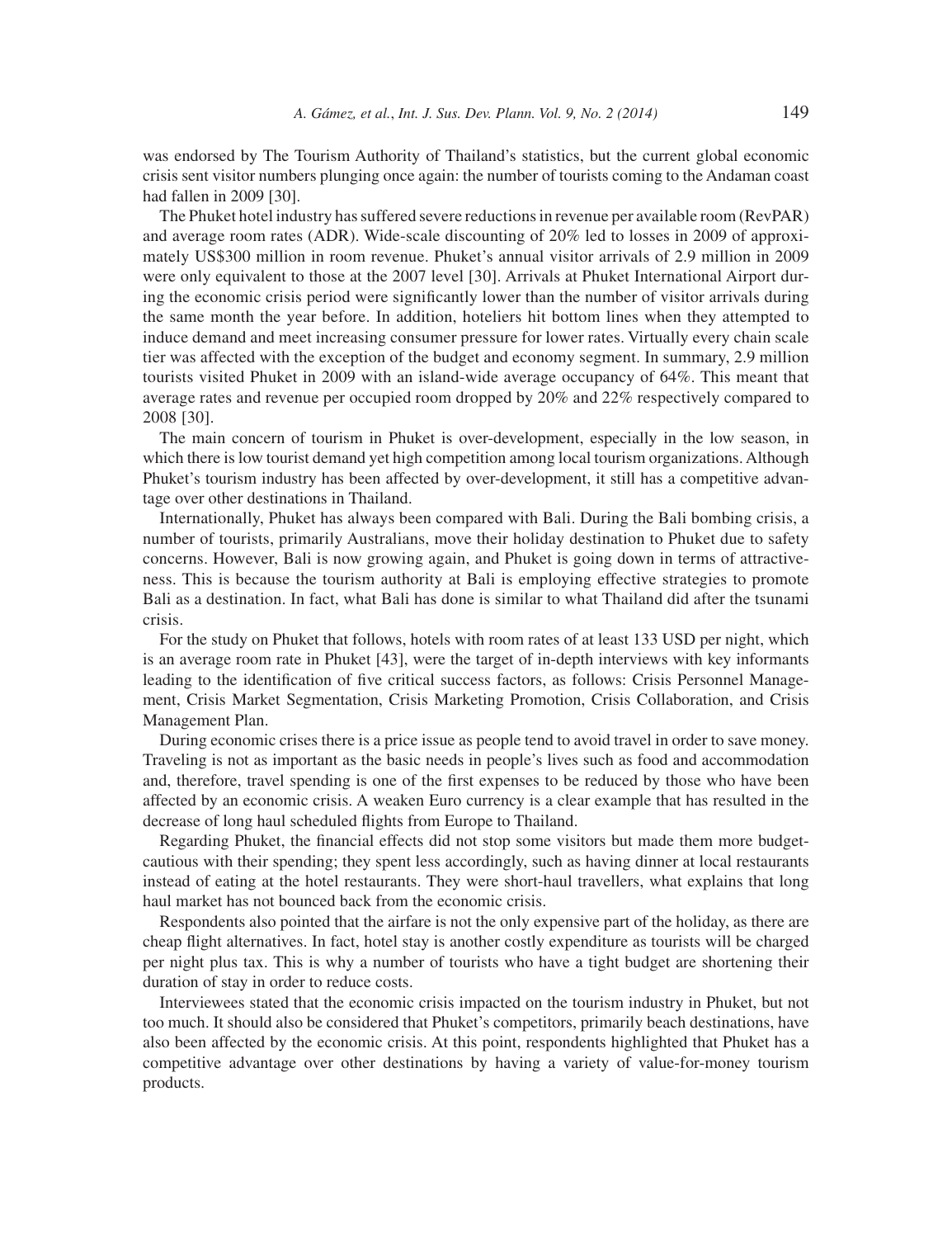was endorsed by The Tourism Authority of Thailand's statistics, but the current global economic crisis sent visitor numbers plunging once again: the number of tourists coming to the Andaman coast had fallen in 2009 [30].

The Phuket hotel industry has suffered severe reductions in revenue per available room (RevPAR) and average room rates (ADR). Wide-scale discounting of 20% led to losses in 2009 of approximately US$300 million in room revenue. Phuket's annual visitor arrivals of 2.9 million in 2009 were only equivalent to those at the 2007 level [30]. Arrivals at Phuket International Airport during the economic crisis period were significantly lower than the number of visitor arrivals during the same month the year before. In addition, hoteliers hit bottom lines when they attempted to induce demand and meet increasing consumer pressure for lower rates. Virtually every chain scale tier was affected with the exception of the budget and economy segment. In summary, 2.9 million tourists visited Phuket in 2009 with an island-wide average occupancy of 64%. This meant that average rates and revenue per occupied room dropped by 20% and 22% respectively compared to 2008 [30].

The main concern of tourism in Phuket is over-development, especially in the low season, in which there is low tourist demand yet high competition among local tourism organizations. Although Phuket's tourism industry has been affected by over-development, it still has a competitive advantage over other destinations in Thailand.

Internationally, Phuket has always been compared with Bali. During the Bali bombing crisis, a number of tourists, primarily Australians, move their holiday destination to Phuket due to safety concerns. However, Bali is now growing again, and Phuket is going down in terms of attractiveness. This is because the tourism authority at Bali is employing effective strategies to promote Bali as a destination. In fact, what Bali has done is similar to what Thailand did after the tsunami crisis.

For the study on Phuket that follows, hotels with room rates of at least 133 USD per night, which is an average room rate in Phuket [43], were the target of in-depth interviews with key informants leading to the identification of five critical success factors, as follows: Crisis Personnel Management, Crisis Market Segmentation, Crisis Marketing Promotion, Crisis Collaboration, and Crisis Management Plan.

During economic crises there is a price issue as people tend to avoid travel in order to save money. Traveling is not as important as the basic needs in people's lives such as food and accommodation and, therefore, travel spending is one of the first expenses to be reduced by those who have been affected by an economic crisis. A weaken Euro currency is a clear example that has resulted in the decrease of long haul scheduled flights from Europe to Thailand.

Regarding Phuket, the financial effects did not stop some visitors but made them more budget-cautious with their spending; they spent less accordingly, such as having dinner at local restaurants instead of eating at the hotel restaurants. They were short-haul travellers, what explains that long haul market has not bounced back from the economic crisis.

Respondents also pointed that the airfare is not the only expensive part of the holiday, as there are cheap flight alternatives. In fact, hotel stay is another costly expenditure as tourists will be charged per night plus tax. This is why a number of tourists who have a tight budget are shortening their duration of stay in order to reduce costs.

Interviewees stated that the economic crisis impacted on the tourism industry in Phuket, but not too much. It should also be considered that Phuket's competitors, primarily beach destinations, have also been affected by the economic crisis. At this point, respondents highlighted that Phuket has a competitive advantage over other destinations by having a variety of value-for-money tourism products.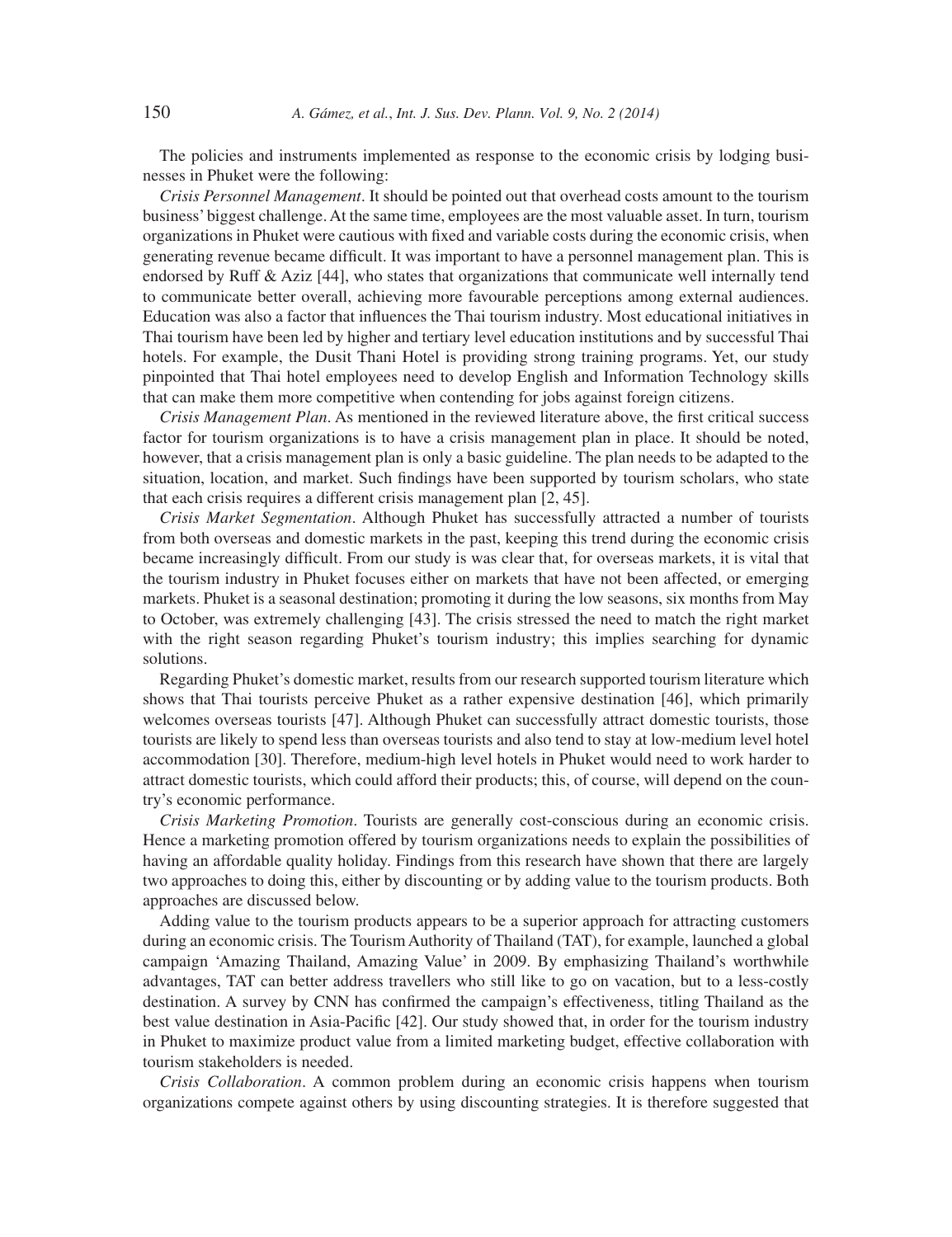The policies and instruments implemented as response to the economic crisis by lodging businesses in Phuket were the following:

*Crisis Personnel Management*. It should be pointed out that overhead costs amount to the tourism business' biggest challenge. At the same time, employees are the most valuable asset. In turn, tourism organizations in Phuket were cautious with fixed and variable costs during the economic crisis, when generating revenue became difficult. It was important to have a personnel management plan. This is endorsed by Ruff & Aziz [44], who states that organizations that communicate well internally tend to communicate better overall, achieving more favourable perceptions among external audiences. Education was also a factor that influences the Thai tourism industry. Most educational initiatives in Thai tourism have been led by higher and tertiary level education institutions and by successful Thai hotels. For example, the Dusit Thani Hotel is providing strong training programs. Yet, our study pinpointed that Thai hotel employees need to develop English and Information Technology skills that can make them more competitive when contending for jobs against foreign citizens.

*Crisis Management Plan*. As mentioned in the reviewed literature above, the first critical success factor for tourism organizations is to have a crisis management plan in place. It should be noted, however, that a crisis management plan is only a basic guideline. The plan needs to be adapted to the situation, location, and market. Such findings have been supported by tourism scholars, who state that each crisis requires a different crisis management plan [2, 45].

*Crisis Market Segmentation*. Although Phuket has successfully attracted a number of tourists from both overseas and domestic markets in the past, keeping this trend during the economic crisis became increasingly difficult. From our study is was clear that, for overseas markets, it is vital that the tourism industry in Phuket focuses either on markets that have not been affected, or emerging markets. Phuket is a seasonal destination; promoting it during the low seasons, six months from May to October, was extremely challenging [43]. The crisis stressed the need to match the right market with the right season regarding Phuket's tourism industry; this implies searching for dynamic solutions.

Regarding Phuket's domestic market, results from our research supported tourism literature which shows that Thai tourists perceive Phuket as a rather expensive destination [46], which primarily welcomes overseas tourists [47]. Although Phuket can successfully attract domestic tourists, those tourists are likely to spend less than overseas tourists and also tend to stay at low-medium level hotel accommodation [30]. Therefore, medium-high level hotels in Phuket would need to work harder to attract domestic tourists, which could afford their products; this, of course, will depend on the country's economic performance.

*Crisis Marketing Promotion*. Tourists are generally cost-conscious during an economic crisis. Hence a marketing promotion offered by tourism organizations needs to explain the possibilities of having an affordable quality holiday. Findings from this research have shown that there are largely two approaches to doing this, either by discounting or by adding value to the tourism products. Both approaches are discussed below.

Adding value to the tourism products appears to be a superior approach for attracting customers during an economic crisis. The Tourism Authority of Thailand (TAT), for example, launched a global campaign 'Amazing Thailand, Amazing Value' in 2009. By emphasizing Thailand's worthwhile advantages, TAT can better address travellers who still like to go on vacation, but to a less-costly destination. A survey by CNN has confirmed the campaign's effectiveness, titling Thailand as the best value destination in Asia-Pacific [42]. Our study showed that, in order for the tourism industry in Phuket to maximize product value from a limited marketing budget, effective collaboration with tourism stakeholders is needed.

*Crisis Collaboration*. A common problem during an economic crisis happens when tourism organizations compete against others by using discounting strategies. It is therefore suggested that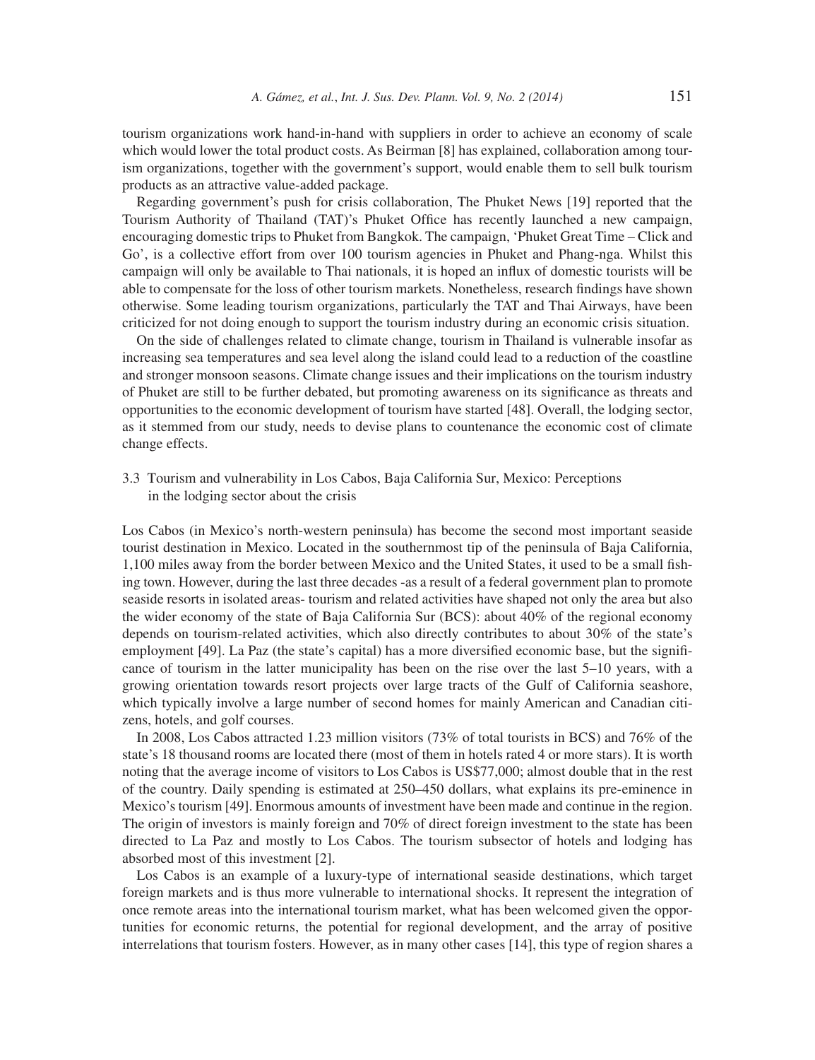tourism organizations work hand-in-hand with suppliers in order to achieve an economy of scale which would lower the total product costs. As Beirman [8] has explained, collaboration among tourism organizations, together with the government's support, would enable them to sell bulk tourism products as an attractive value-added package.

Regarding government's push for crisis collaboration, The Phuket News [19] reported that the Tourism Authority of Thailand (TAT)'s Phuket Office has recently launched a new campaign, encouraging domestic trips to Phuket from Bangkok. The campaign, 'Phuket Great Time – Click and Go', is a collective effort from over 100 tourism agencies in Phuket and Phang-nga. Whilst this campaign will only be available to Thai nationals, it is hoped an influx of domestic tourists will be able to compensate for the loss of other tourism markets. Nonetheless, research findings have shown otherwise. Some leading tourism organizations, particularly the TAT and Thai Airways, have been criticized for not doing enough to support the tourism industry during an economic crisis situation.

On the side of challenges related to climate change, tourism in Thailand is vulnerable insofar as increasing sea temperatures and sea level along the island could lead to a reduction of the coastline and stronger monsoon seasons. Climate change issues and their implications on the tourism industry of Phuket are still to be further debated, but promoting awareness on its significance as threats and opportunities to the economic development of tourism have started [48]. Overall, the lodging sector, as it stemmed from our study, needs to devise plans to countenance the economic cost of climate change effects.

### 3.3 Tourism and vulnerability in Los Cabos, Baja California Sur, Mexico: Perceptions in the lodging sector about the crisis

Los Cabos (in Mexico's north-western peninsula) has become the second most important seaside tourist destination in Mexico. Located in the southernmost tip of the peninsula of Baja California, 1,100 miles away from the border between Mexico and the United States, it used to be a small fishing town. However, during the last three decades -as a result of a federal government plan to promote seaside resorts in isolated areas- tourism and related activities have shaped not only the area but also the wider economy of the state of Baja California Sur (BCS): about 40% of the regional economy depends on tourism-related activities, which also directly contributes to about 30% of the state's employment [49]. La Paz (the state's capital) has a more diversified economic base, but the significance of tourism in the latter municipality has been on the rise over the last 5–10 years, with a growing orientation towards resort projects over large tracts of the Gulf of California seashore, which typically involve a large number of second homes for mainly American and Canadian citizens, hotels, and golf courses.

In 2008, Los Cabos attracted 1.23 million visitors (73% of total tourists in BCS) and 76% of the state's 18 thousand rooms are located there (most of them in hotels rated 4 or more stars). It is worth noting that the average income of visitors to Los Cabos is US$77,000; almost double that in the rest of the country. Daily spending is estimated at 250–450 dollars, what explains its pre-eminence in Mexico's tourism [49]. Enormous amounts of investment have been made and continue in the region. The origin of investors is mainly foreign and 70% of direct foreign investment to the state has been directed to La Paz and mostly to Los Cabos. The tourism subsector of hotels and lodging has absorbed most of this investment [2].

Los Cabos is an example of a luxury-type of international seaside destinations, which target foreign markets and is thus more vulnerable to international shocks. It represent the integration of once remote areas into the international tourism market, what has been welcomed given the opportunities for economic returns, the potential for regional development, and the array of positive interrelations that tourism fosters. However, as in many other cases [14], this type of region shares a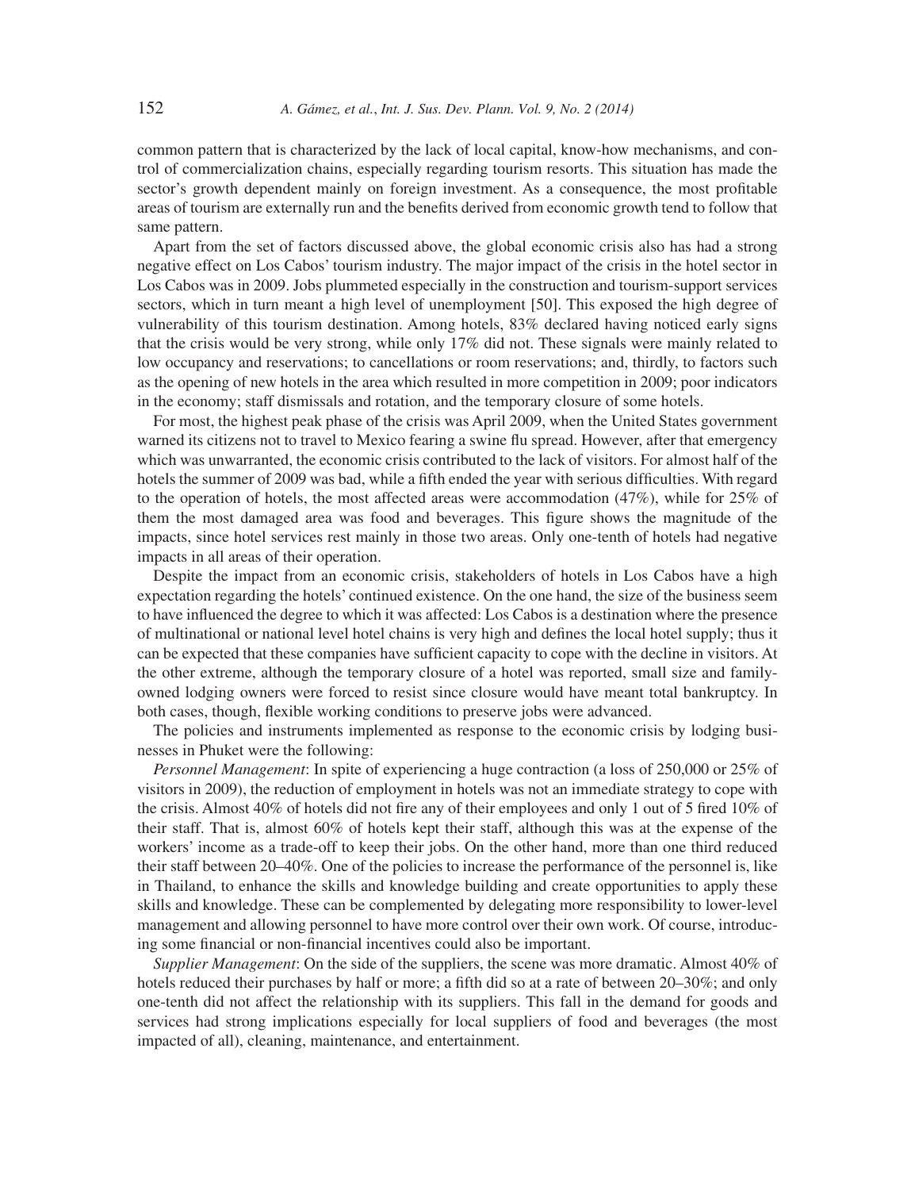common pattern that is characterized by the lack of local capital, know-how mechanisms, and control of commercialization chains, especially regarding tourism resorts. This situation has made the sector's growth dependent mainly on foreign investment. As a consequence, the most profitable areas of tourism are externally run and the benefits derived from economic growth tend to follow that same pattern.

Apart from the set of factors discussed above, the global economic crisis also has had a strong negative effect on Los Cabos' tourism industry. The major impact of the crisis in the hotel sector in Los Cabos was in 2009. Jobs plummeted especially in the construction and tourism-support services sectors, which in turn meant a high level of unemployment [50]. This exposed the high degree of vulnerability of this tourism destination. Among hotels, 83% declared having noticed early signs that the crisis would be very strong, while only 17% did not. These signals were mainly related to low occupancy and reservations; to cancellations or room reservations; and, thirdly, to factors such as the opening of new hotels in the area which resulted in more competition in 2009; poor indicators in the economy; staff dismissals and rotation, and the temporary closure of some hotels.

For most, the highest peak phase of the crisis was April 2009, when the United States government warned its citizens not to travel to Mexico fearing a swine flu spread. However, after that emergency which was unwarranted, the economic crisis contributed to the lack of visitors. For almost half of the hotels the summer of 2009 was bad, while a fifth ended the year with serious difficulties. With regard to the operation of hotels, the most affected areas were accommodation (47%), while for 25% of them the most damaged area was food and beverages. This figure shows the magnitude of the impacts, since hotel services rest mainly in those two areas. Only one-tenth of hotels had negative impacts in all areas of their operation.

Despite the impact from an economic crisis, stakeholders of hotels in Los Cabos have a high expectation regarding the hotels' continued existence. On the one hand, the size of the business seem to have influenced the degree to which it was affected: Los Cabos is a destination where the presence of multinational or national level hotel chains is very high and defines the local hotel supply; thus it can be expected that these companies have sufficient capacity to cope with the decline in visitors. At the other extreme, although the temporary closure of a hotel was reported, small size and family-owned lodging owners were forced to resist since closure would have meant total bankruptcy. In both cases, though, flexible working conditions to preserve jobs were advanced.

The policies and instruments implemented as response to the economic crisis by lodging businesses in Phuket were the following:

*Personnel Management*: In spite of experiencing a huge contraction (a loss of 250,000 or 25% of visitors in 2009), the reduction of employment in hotels was not an immediate strategy to cope with the crisis. Almost 40% of hotels did not fire any of their employees and only 1 out of 5 fired 10% of their staff. That is, almost 60% of hotels kept their staff, although this was at the expense of the workers' income as a trade-off to keep their jobs. On the other hand, more than one third reduced their staff between 20–40%. One of the policies to increase the performance of the personnel is, like in Thailand, to enhance the skills and knowledge building and create opportunities to apply these skills and knowledge. These can be complemented by delegating more responsibility to lower-level management and allowing personnel to have more control over their own work. Of course, introducing some financial or non-financial incentives could also be important.

*Supplier Management*: On the side of the suppliers, the scene was more dramatic. Almost 40% of hotels reduced their purchases by half or more; a fifth did so at a rate of between 20–30%; and only one-tenth did not affect the relationship with its suppliers. This fall in the demand for goods and services had strong implications especially for local suppliers of food and beverages (the most impacted of all), cleaning, maintenance, and entertainment.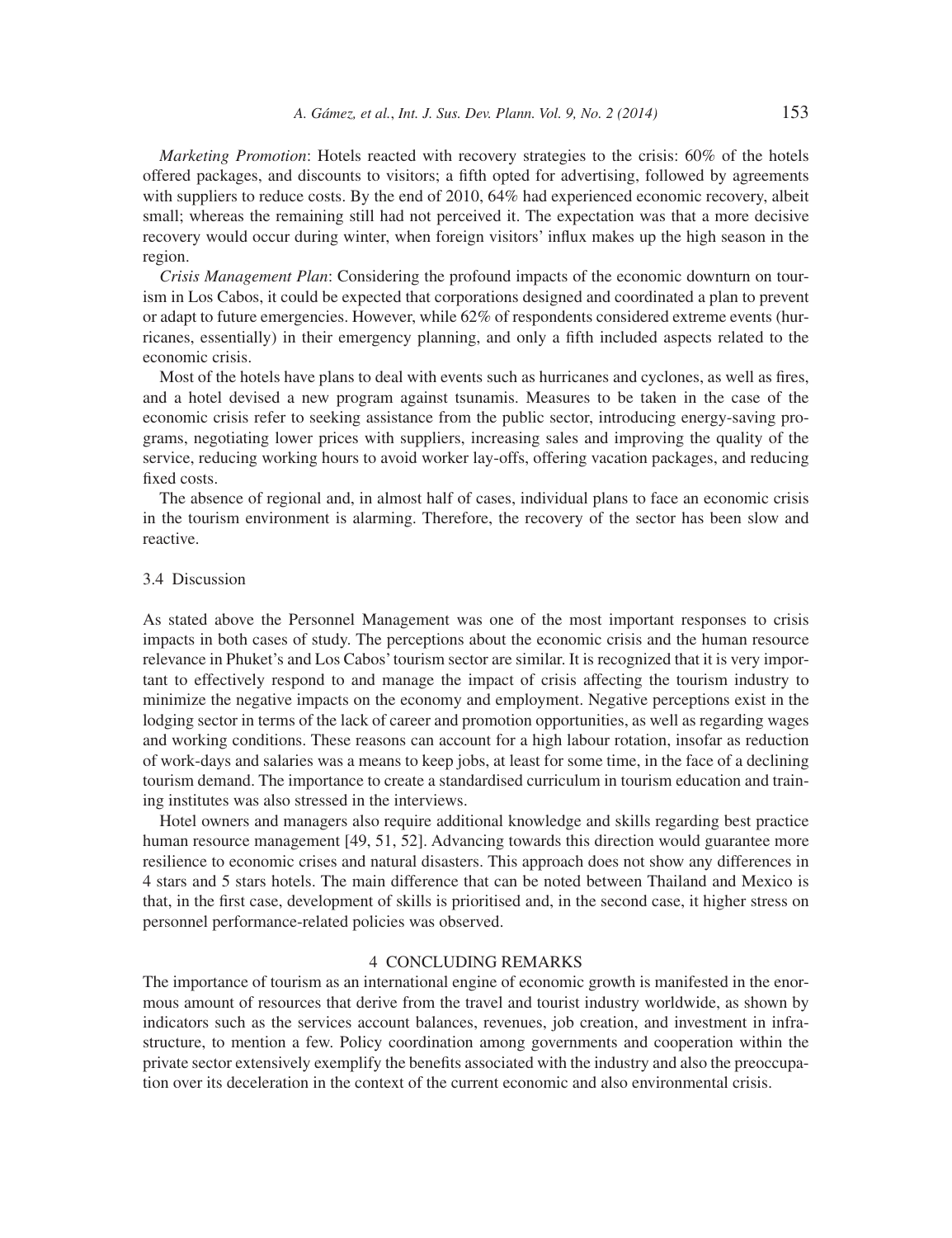*Marketing Promotion*: Hotels reacted with recovery strategies to the crisis: 60% of the hotels offered packages, and discounts to visitors; a fifth opted for advertising, followed by agreements with suppliers to reduce costs. By the end of 2010, 64% had experienced economic recovery, albeit small; whereas the remaining still had not perceived it. The expectation was that a more decisive recovery would occur during winter, when foreign visitors' influx makes up the high season in the region.

*Crisis Management Plan*: Considering the profound impacts of the economic downturn on tourism in Los Cabos, it could be expected that corporations designed and coordinated a plan to prevent or adapt to future emergencies. However, while 62% of respondents considered extreme events (hurricanes, essentially) in their emergency planning, and only a fifth included aspects related to the economic crisis.

Most of the hotels have plans to deal with events such as hurricanes and cyclones, as well as fires, and a hotel devised a new program against tsunamis. Measures to be taken in the case of the economic crisis refer to seeking assistance from the public sector, introducing energy-saving programs, negotiating lower prices with suppliers, increasing sales and improving the quality of the service, reducing working hours to avoid worker lay-offs, offering vacation packages, and reducing fixed costs.

The absence of regional and, in almost half of cases, individual plans to face an economic crisis in the tourism environment is alarming. Therefore, the recovery of the sector has been slow and reactive.

### 3.4 Discussion

As stated above the Personnel Management was one of the most important responses to crisis impacts in both cases of study. The perceptions about the economic crisis and the human resource relevance in Phuket's and Los Cabos' tourism sector are similar. It is recognized that it is very important to effectively respond to and manage the impact of crisis affecting the tourism industry to minimize the negative impacts on the economy and employment. Negative perceptions exist in the lodging sector in terms of the lack of career and promotion opportunities, as well as regarding wages and working conditions. These reasons can account for a high labour rotation, insofar as reduction of work-days and salaries was a means to keep jobs, at least for some time, in the face of a declining tourism demand. The importance to create a standardised curriculum in tourism education and training institutes was also stressed in the interviews.

Hotel owners and managers also require additional knowledge and skills regarding best practice human resource management [49, 51, 52]. Advancing towards this direction would guarantee more resilience to economic crises and natural disasters. This approach does not show any differences in 4 stars and 5 stars hotels. The main difference that can be noted between Thailand and Mexico is that, in the first case, development of skills is prioritised and, in the second case, it higher stress on personnel performance-related policies was observed.

## 4 CONCLUDING REMARKS

The importance of tourism as an international engine of economic growth is manifested in the enormous amount of resources that derive from the travel and tourist industry worldwide, as shown by indicators such as the services account balances, revenues, job creation, and investment in infrastructure, to mention a few. Policy coordination among governments and cooperation within the private sector extensively exemplify the benefits associated with the industry and also the preoccupation over its deceleration in the context of the current economic and also environmental crisis.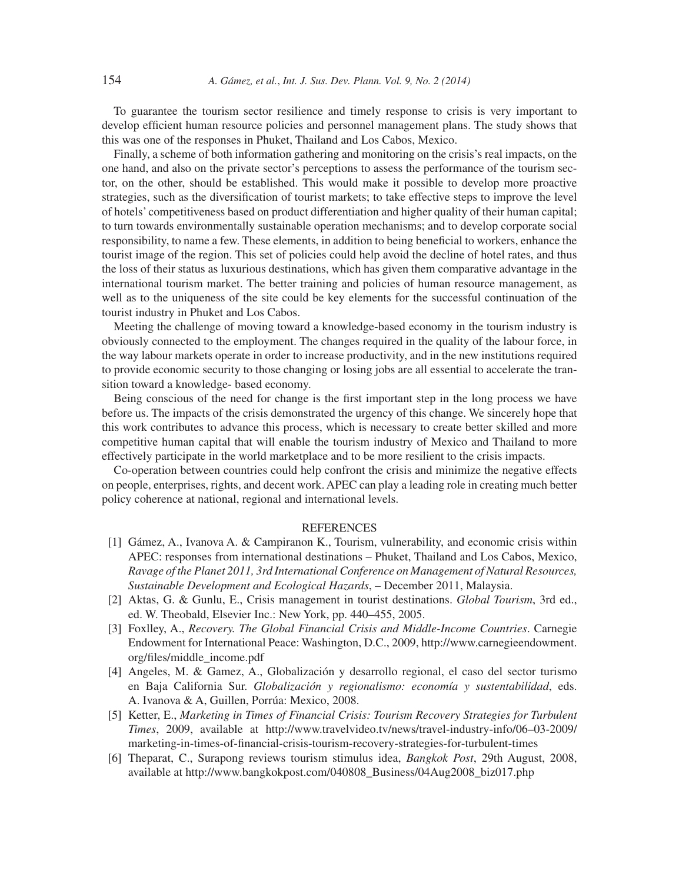To guarantee the tourism sector resilience and timely response to crisis is very important to develop efficient human resource policies and personnel management plans. The study shows that this was one of the responses in Phuket, Thailand and Los Cabos, Mexico.

Finally, a scheme of both information gathering and monitoring on the crisis's real impacts, on the one hand, and also on the private sector's perceptions to assess the performance of the tourism sector, on the other, should be established. This would make it possible to develop more proactive strategies, such as the diversification of tourist markets; to take effective steps to improve the level of hotels' competitiveness based on product differentiation and higher quality of their human capital; to turn towards environmentally sustainable operation mechanisms; and to develop corporate social responsibility, to name a few. These elements, in addition to being beneficial to workers, enhance the tourist image of the region. This set of policies could help avoid the decline of hotel rates, and thus the loss of their status as luxurious destinations, which has given them comparative advantage in the international tourism market. The better training and policies of human resource management, as well as to the uniqueness of the site could be key elements for the successful continuation of the tourist industry in Phuket and Los Cabos.

Meeting the challenge of moving toward a knowledge-based economy in the tourism industry is obviously connected to the employment. The changes required in the quality of the labour force, in the way labour markets operate in order to increase productivity, and in the new institutions required to provide economic security to those changing or losing jobs are all essential to accelerate the transition toward a knowledge- based economy.

Being conscious of the need for change is the first important step in the long process we have before us. The impacts of the crisis demonstrated the urgency of this change. We sincerely hope that this work contributes to advance this process, which is necessary to create better skilled and more competitive human capital that will enable the tourism industry of Mexico and Thailand to more effectively participate in the world marketplace and to be more resilient to the crisis impacts.

Co-operation between countries could help confront the crisis and minimize the negative effects on people, enterprises, rights, and decent work. APEC can play a leading role in creating much better policy coherence at national, regional and international levels.

## REFERENCES

[1] Gámez, A., Ivanova A. & Campiranon K., Tourism, vulnerability, and economic crisis within APEC: responses from international destinations – Phuket, Thailand and Los Cabos, Mexico, *Ravage of the Planet 2011, 3rd International Conference on Management of Natural Resources, Sustainable Development and Ecological Hazards*, – December 2011, Malaysia.

[2] Aktas, G. & Gunlu, E., Crisis management in tourist destinations. *Global Tourism*, 3rd ed., ed. W. Theobald, Elsevier Inc.: New York, pp. 440–455, 2005.

[3] Foxlley, A., *Recovery. The Global Financial Crisis and Middle-Income Countries*. Carnegie Endowment for International Peace: Washington, D.C., 2009, http://www.carnegieendowment.org/files/middle_income.pdf

[4] Angeles, M. & Gamez, A., Globalización y desarrollo regional, el caso del sector turismo en Baja California Sur. *Globalización y regionalismo: economía y sustentabilidad*, eds. A. Ivanova & A, Guillen, Porrúa: Mexico, 2008.

[5] Ketter, E., *Marketing in Times of Financial Crisis: Tourism Recovery Strategies for Turbulent Times*, 2009, available at http://www.travelvideo.tv/news/travel-industry-info/06–03-2009/marketing-in-times-of-financial-crisis-tourism-recovery-strategies-for-turbulent-times

[6] Theparat, C., Surapong reviews tourism stimulus idea, *Bangkok Post*, 29th August, 2008, available at http://www.bangkokpost.com/040808_Business/04Aug2008_biz017.php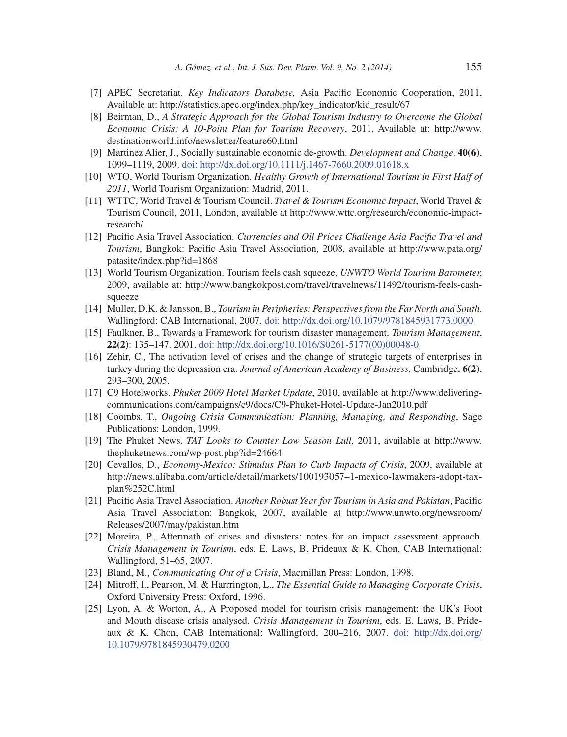[7] APEC Secretariat. *Key Indicators Database,* Asia Pacific Economic Cooperation, 2011, Available at: http://statistics.apec.org/index.php/key_indicator/kid_result/67

[8] Beirman, D., *A Strategic Approach for the Global Tourism Industry to Overcome the Global Economic Crisis: A 10-Point Plan for Tourism Recovery*, 2011, Available at: http://www.destinationworld.info/newsletter/feature60.html

[9] Martinez Alier, J., Socially sustainable economic de-growth. *Development and Change*, **40(6)**, 1099–1119, 2009. doi: http://dx.doi.org/10.1111/j.1467-7660.2009.01618.x

[10] WTO, World Tourism Organization. *Healthy Growth of International Tourism in First Half of 2011*, World Tourism Organization: Madrid, 2011.

[11] WTTC, World Travel & Tourism Council. *Travel & Tourism Economic Impact*, World Travel & Tourism Council, 2011, London, available at http://www.wttc.org/research/economic-impact-research/

[12] Pacific Asia Travel Association. *Currencies and Oil Prices Challenge Asia Pacific Travel and Tourism*, Bangkok: Pacific Asia Travel Association, 2008, available at http://www.pata.org/patasite/index.php?id=1868

[13] World Tourism Organization. Tourism feels cash squeeze, *UNWTO World Tourism Barometer,* 2009, available at: http://www.bangkokpost.com/travel/travelnews/11492/tourism-feels-cash-squeeze

[14] Muller, D.K. & Jansson, B., *Tourism in Peripheries: Perspectives from the Far North and South*. Wallingford: CAB International, 2007. doi: http://dx.doi.org/10.1079/9781845931773.0000

[15] Faulkner, B., Towards a Framework for tourism disaster management. *Tourism Management*, **22(2)**: 135–147, 2001. doi: http://dx.doi.org/10.1016/S0261-5177(00)00048-0

[16] Zehir, C., The activation level of crises and the change of strategic targets of enterprises in turkey during the depression era. *Journal of American Academy of Business*, Cambridge, **6(2)**, 293–300, 2005.

[17] C9 Hotelworks. *Phuket 2009 Hotel Market Update*, 2010, available at http://www.delivering-communications.com/campaigns/c9/docs/C9-Phuket-Hotel-Update-Jan2010.pdf

[18] Coombs, T., *Ongoing Crisis Communication: Planning, Managing, and Responding*, Sage Publications: London, 1999.

[19] The Phuket News. *TAT Looks to Counter Low Season Lull,* 2011, available at http://www.thephuketnews.com/wp-post.php?id=24664

[20] Cevallos, D., *Economy-Mexico: Stimulus Plan to Curb Impacts of Crisis*, 2009, available at http://news.alibaba.com/article/detail/markets/100193057–1-mexico-lawmakers-adopt-tax-plan%252C.html

[21] Pacific Asia Travel Association. *Another Robust Year for Tourism in Asia and Pakistan*, Pacific Asia Travel Association: Bangkok, 2007, available at http://www.unwto.org/newsroom/Releases/2007/may/pakistan.htm

[22] Moreira, P., Aftermath of crises and disasters: notes for an impact assessment approach. *Crisis Management in Tourism*, eds. E. Laws, B. Prideaux & K. Chon, CAB International: Wallingford, 51–65, 2007.

[23] Bland, M., *Communicating Out of a Crisis*, Macmillan Press: London, 1998.

[24] Mitroff, I., Pearson, M. & Harrrington, L., *The Essential Guide to Managing Corporate Crisis*, Oxford University Press: Oxford, 1996.

[25] Lyon, A. & Worton, A., A Proposed model for tourism crisis management: the UK's Foot and Mouth disease crisis analysed. *Crisis Management in Tourism*, eds. E. Laws, B. Prideaux & K. Chon, CAB International: Wallingford, 200–216, 2007. doi: http://dx.doi.org/10.1079/9781845930479.0200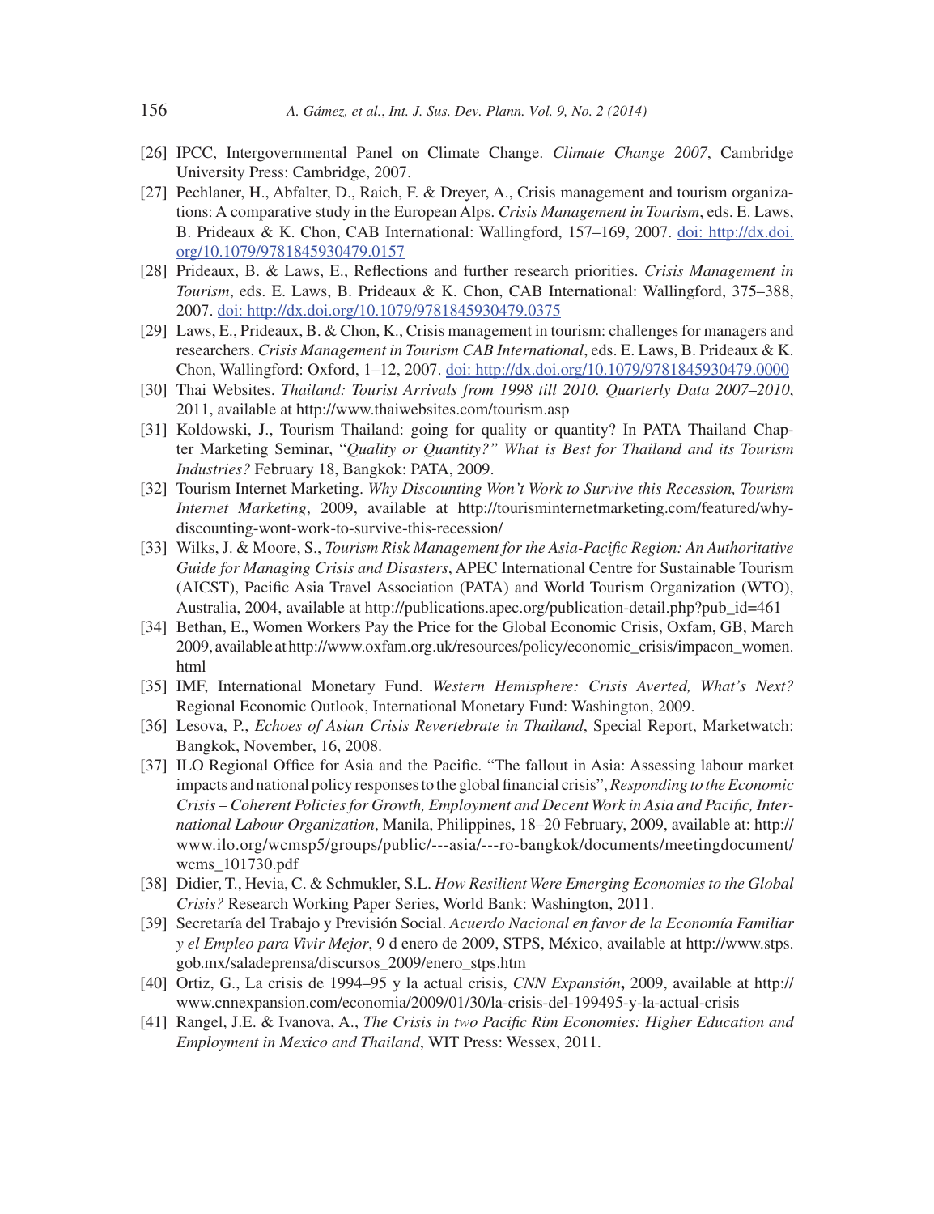[26] IPCC, Intergovernmental Panel on Climate Change. *Climate Change 2007*, Cambridge University Press: Cambridge, 2007.

[27] Pechlaner, H., Abfalter, D., Raich, F. & Dreyer, A., Crisis management and tourism organizations: A comparative study in the European Alps. *Crisis Management in Tourism*, eds. E. Laws, B. Prideaux & K. Chon, CAB International: Wallingford, 157–169, 2007. doi: http://dx.doi.org/10.1079/9781845930479.0157

[28] Prideaux, B. & Laws, E., Reflections and further research priorities. *Crisis Management in Tourism*, eds. E. Laws, B. Prideaux & K. Chon, CAB International: Wallingford, 375–388, 2007. doi: http://dx.doi.org/10.1079/9781845930479.0375

[29] Laws, E., Prideaux, B. & Chon, K., Crisis management in tourism: challenges for managers and researchers. *Crisis Management in Tourism CAB International*, eds. E. Laws, B. Prideaux & K. Chon, Wallingford: Oxford, 1–12, 2007. doi: http://dx.doi.org/10.1079/9781845930479.0000

[30] Thai Websites. *Thailand: Tourist Arrivals from 1998 till 2010. Quarterly Data 2007–2010*, 2011, available at http://www.thaiwebsites.com/tourism.asp

[31] Koldowski, J., Tourism Thailand: going for quality or quantity? In PATA Thailand Chapter Marketing Seminar, "*Quality or Quantity?" What is Best for Thailand and its Tourism Industries?* February 18, Bangkok: PATA, 2009.

[32] Tourism Internet Marketing. *Why Discounting Won't Work to Survive this Recession, Tourism Internet Marketing*, 2009, available at http://tourisminternetmarketing.com/featured/why-discounting-wont-work-to-survive-this-recession/

[33] Wilks, J. & Moore, S., *Tourism Risk Management for the Asia-Pacific Region: An Authoritative Guide for Managing Crisis and Disasters*, APEC International Centre for Sustainable Tourism (AICST), Pacific Asia Travel Association (PATA) and World Tourism Organization (WTO), Australia, 2004, available at http://publications.apec.org/publication-detail.php?pub_id=461

[34] Bethan, E., Women Workers Pay the Price for the Global Economic Crisis, Oxfam, GB, March 2009, available at http://www.oxfam.org.uk/resources/policy/economic_crisis/impacon_women.html

[35] IMF, International Monetary Fund. *Western Hemisphere: Crisis Averted, What's Next?* Regional Economic Outlook, International Monetary Fund: Washington, 2009.

[36] Lesova, P., *Echoes of Asian Crisis Revertebrate in Thailand*, Special Report, Marketwatch: Bangkok, November, 16, 2008.

[37] ILO Regional Office for Asia and the Pacific. "The fallout in Asia: Assessing labour market impacts and national policy responses to the global financial crisis", *Responding to the Economic Crisis – Coherent Policies for Growth, Employment and Decent Work in Asia and Pacific, International Labour Organization*, Manila, Philippines, 18–20 February, 2009, available at: http://www.ilo.org/wcmsp5/groups/public/---asia/---ro-bangkok/documents/meetingdocument/wcms_101730.pdf

[38] Didier, T., Hevia, C. & Schmukler, S.L. *How Resilient Were Emerging Economies to the Global Crisis?* Research Working Paper Series, World Bank: Washington, 2011.

[39] Secretaría del Trabajo y Previsión Social. *Acuerdo Nacional en favor de la Economía Familiar y el Empleo para Vivir Mejor*, 9 d enero de 2009, STPS, México, available at http://www.stps.gob.mx/saladeprensa/discursos_2009/enero_stps.htm

[40] Ortiz, G., La crisis de 1994–95 y la actual crisis, *CNN Expansión*, 2009, available at http://www.cnnexpansion.com/economia/2009/01/30/la-crisis-del-199495-y-la-actual-crisis

[41] Rangel, J.E. & Ivanova, A., *The Crisis in two Pacific Rim Economies: Higher Education and Employment in Mexico and Thailand*, WIT Press: Wessex, 2011.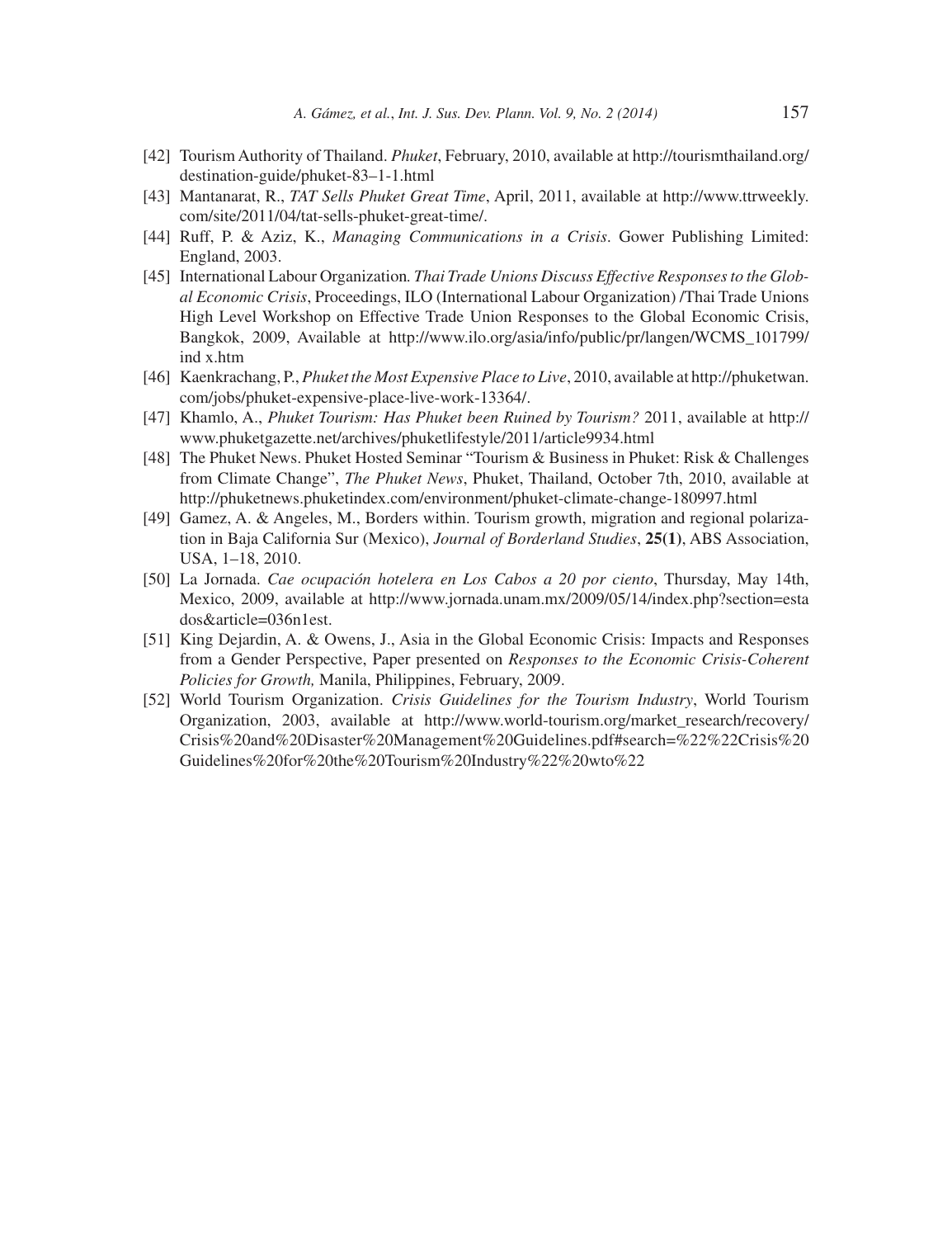[42] Tourism Authority of Thailand. *Phuket*, February, 2010, available at http://tourismthailand.org/destination-guide/phuket-83–1-1.html

[43] Mantanarat, R., *TAT Sells Phuket Great Time*, April, 2011, available at http://www.ttrweekly.com/site/2011/04/tat-sells-phuket-great-time/.

[44] Ruff, P. & Aziz, K., *Managing Communications in a Crisis*. Gower Publishing Limited: England, 2003.

[45] International Labour Organization. *Thai Trade Unions Discuss Effective Responses to the Global Economic Crisis*, Proceedings, ILO (International Labour Organization) /Thai Trade Unions High Level Workshop on Effective Trade Union Responses to the Global Economic Crisis, Bangkok, 2009, Available at http://www.ilo.org/asia/info/public/pr/langen/WCMS_101799/ind x.htm

[46] Kaenkrachang, P., *Phuket the Most Expensive Place to Live*, 2010, available at http://phuketwan.com/jobs/phuket-expensive-place-live-work-13364/.

[47] Khamlo, A., *Phuket Tourism: Has Phuket been Ruined by Tourism?* 2011, available at http://www.phuketgazette.net/archives/phuketlifestyle/2011/article9934.html

[48] The Phuket News. Phuket Hosted Seminar "Tourism & Business in Phuket: Risk & Challenges from Climate Change", *The Phuket News*, Phuket, Thailand, October 7th, 2010, available at http://phuketnews.phuketindex.com/environment/phuket-climate-change-180997.html

[49] Gamez, A. & Angeles, M., Borders within. Tourism growth, migration and regional polarization in Baja California Sur (Mexico), *Journal of Borderland Studies*, **25(1)**, ABS Association, USA, 1–18, 2010.

[50] La Jornada. *Cae ocupación hotelera en Los Cabos a 20 por ciento*, Thursday, May 14th, Mexico, 2009, available at http://www.jornada.unam.mx/2009/05/14/index.php?section=estados&article=036n1est.

[51] King Dejardin, A. & Owens, J., Asia in the Global Economic Crisis: Impacts and Responses from a Gender Perspective, Paper presented on *Responses to the Economic Crisis-Coherent Policies for Growth,* Manila, Philippines, February, 2009.

[52] World Tourism Organization. *Crisis Guidelines for the Tourism Industry*, World Tourism Organization, 2003, available at http://www.world-tourism.org/market_research/recovery/Crisis%20and%20Disaster%20Management%20Guidelines.pdf#search=%22%22Crisis%20Guidelines%20for%20the%20Tourism%20Industry%22%20wto%22